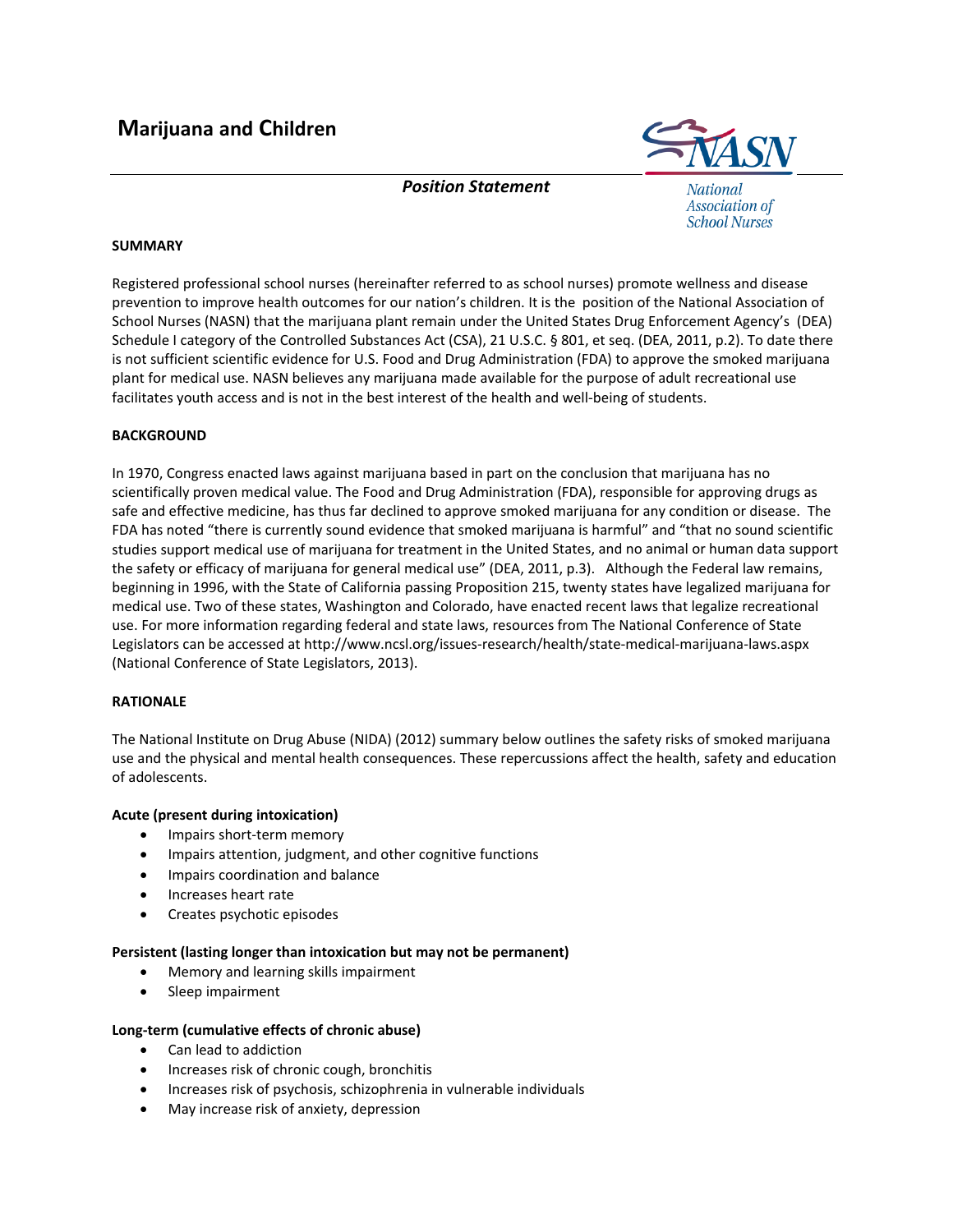# Marijuana and Children

National Association of School Nurses

***Position Statement***

## SUMMARY

Registered professional school nurses (hereinafter referred to as school nurses) promote wellness and disease prevention to improve health outcomes for our nation's children. It is the position of the National Association of School Nurses (NASN) that the marijuana plant remain under the United States Drug Enforcement Agency's (DEA) Schedule I category of the Controlled Substances Act (CSA), 21 U.S.C. § 801, et seq. (DEA, 2011, p.2). To date there is not sufficient scientific evidence for U.S. Food and Drug Administration (FDA) to approve the smoked marijuana plant for medical use. NASN believes any marijuana made available for the purpose of adult recreational use facilitates youth access and is not in the best interest of the health and well-being of students.

## BACKGROUND

In 1970, Congress enacted laws against marijuana based in part on the conclusion that marijuana has no scientifically proven medical value. The Food and Drug Administration (FDA), responsible for approving drugs as safe and effective medicine, has thus far declined to approve smoked marijuana for any condition or disease. The FDA has noted "there is currently sound evidence that smoked marijuana is harmful" and "that no sound scientific studies support medical use of marijuana for treatment in the United States, and no animal or human data support the safety or efficacy of marijuana for general medical use" (DEA, 2011, p.3). Although the Federal law remains, beginning in 1996, with the State of California passing Proposition 215, twenty states have legalized marijuana for medical use. Two of these states, Washington and Colorado, have enacted recent laws that legalize recreational use. For more information regarding federal and state laws, resources from The National Conference of State Legislators can be accessed at http://www.ncsl.org/issues-research/health/state-medical-marijuana-laws.aspx (National Conference of State Legislators, 2013).

## RATIONALE

The National Institute on Drug Abuse (NIDA) (2012) summary below outlines the safety risks of smoked marijuana use and the physical and mental health consequences. These repercussions affect the health, safety and education of adolescents.

**Acute (present during intoxication)**

- Impairs short-term memory
- Impairs attention, judgment, and other cognitive functions
- Impairs coordination and balance
- Increases heart rate
- Creates psychotic episodes

**Persistent (lasting longer than intoxication but may not be permanent)**

- Memory and learning skills impairment
- Sleep impairment

**Long-term (cumulative effects of chronic abuse)**

- Can lead to addiction
- Increases risk of chronic cough, bronchitis
- Increases risk of psychosis, schizophrenia in vulnerable individuals
- May increase risk of anxiety, depression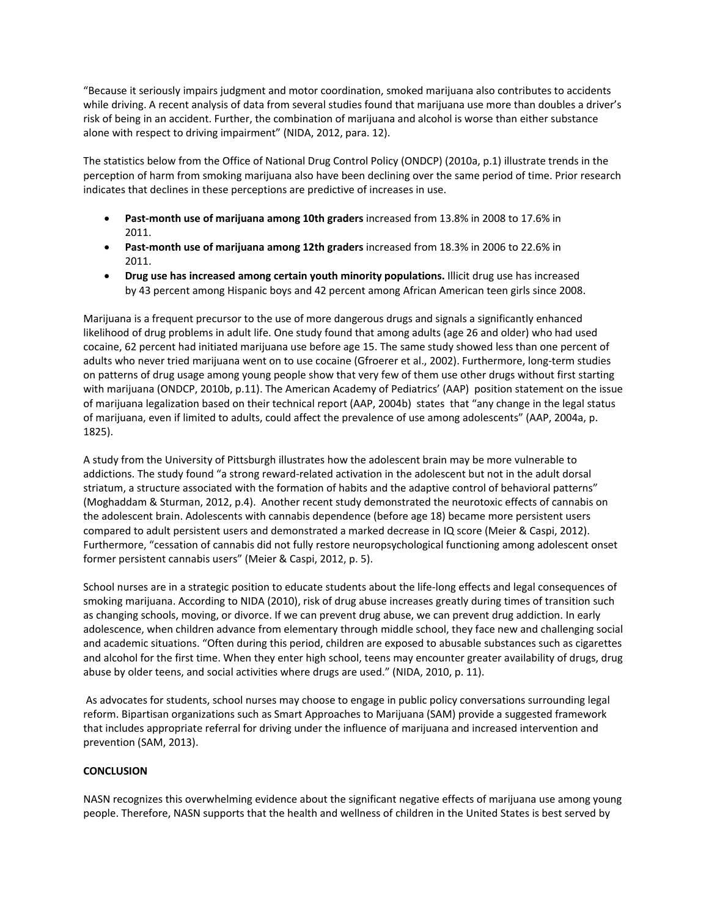“Because it seriously impairs judgment and motor coordination, smoked marijuana also contributes to accidents while driving. A recent analysis of data from several studies found that marijuana use more than doubles a driver’s risk of being in an accident. Further, the combination of marijuana and alcohol is worse than either substance alone with respect to driving impairment” (NIDA, 2012, para. 12).

The statistics below from the Office of National Drug Control Policy (ONDCP) (2010a, p.1) illustrate trends in the perception of harm from smoking marijuana also have been declining over the same period of time. Prior research indicates that declines in these perceptions are predictive of increases in use.

- **Past-month use of marijuana among 10th graders** increased from 13.8% in 2008 to 17.6% in 2011.
- **Past-month use of marijuana among 12th graders** increased from 18.3% in 2006 to 22.6% in 2011.
- **Drug use has increased among certain youth minority populations.** Illicit drug use has increased by 43 percent among Hispanic boys and 42 percent among African American teen girls since 2008.

Marijuana is a frequent precursor to the use of more dangerous drugs and signals a significantly enhanced likelihood of drug problems in adult life. One study found that among adults (age 26 and older) who had used cocaine, 62 percent had initiated marijuana use before age 15. The same study showed less than one percent of adults who never tried marijuana went on to use cocaine (Gfroerer et al., 2002). Furthermore, long-term studies on patterns of drug usage among young people show that very few of them use other drugs without first starting with marijuana (ONDCP, 2010b, p.11). The American Academy of Pediatrics’ (AAP) position statement on the issue of marijuana legalization based on their technical report (AAP, 2004b) states that “any change in the legal status of marijuana, even if limited to adults, could affect the prevalence of use among adolescents” (AAP, 2004a, p. 1825).

A study from the University of Pittsburgh illustrates how the adolescent brain may be more vulnerable to addictions. The study found “a strong reward-related activation in the adolescent but not in the adult dorsal striatum, a structure associated with the formation of habits and the adaptive control of behavioral patterns” (Moghaddam & Sturman, 2012, p.4). Another recent study demonstrated the neurotoxic effects of cannabis on the adolescent brain. Adolescents with cannabis dependence (before age 18) became more persistent users compared to adult persistent users and demonstrated a marked decrease in IQ score (Meier & Caspi, 2012). Furthermore, “cessation of cannabis did not fully restore neuropsychological functioning among adolescent onset former persistent cannabis users” (Meier & Caspi, 2012, p. 5).

School nurses are in a strategic position to educate students about the life-long effects and legal consequences of smoking marijuana. According to NIDA (2010), risk of drug abuse increases greatly during times of transition such as changing schools, moving, or divorce. If we can prevent drug abuse, we can prevent drug addiction. In early adolescence, when children advance from elementary through middle school, they face new and challenging social and academic situations. “Often during this period, children are exposed to abusable substances such as cigarettes and alcohol for the first time. When they enter high school, teens may encounter greater availability of drugs, drug abuse by older teens, and social activities where drugs are used.” (NIDA, 2010, p. 11).

As advocates for students, school nurses may choose to engage in public policy conversations surrounding legal reform. Bipartisan organizations such as Smart Approaches to Marijuana (SAM) provide a suggested framework that includes appropriate referral for driving under the influence of marijuana and increased intervention and prevention (SAM, 2013).

**CONCLUSION**

NASN recognizes this overwhelming evidence about the significant negative effects of marijuana use among young people. Therefore, NASN supports that the health and wellness of children in the United States is best served by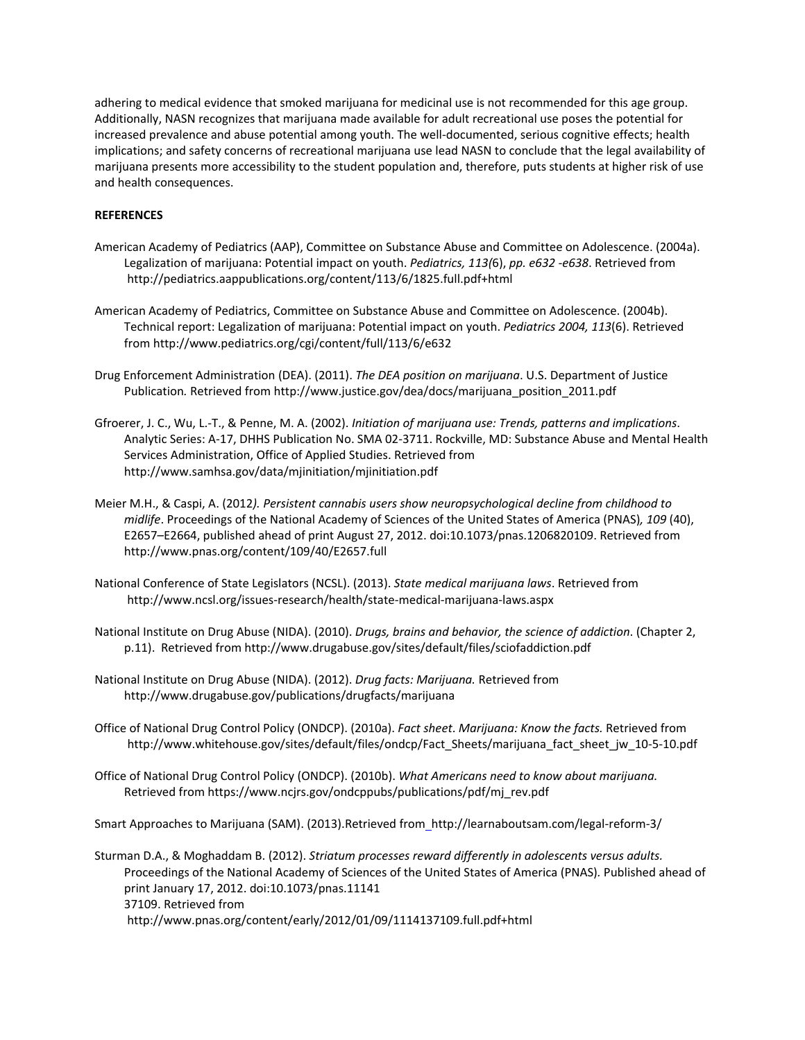adhering to medical evidence that smoked marijuana for medicinal use is not recommended for this age group. Additionally, NASN recognizes that marijuana made available for adult recreational use poses the potential for increased prevalence and abuse potential among youth. The well-documented, serious cognitive effects; health implications; and safety concerns of recreational marijuana use lead NASN to conclude that the legal availability of marijuana presents more accessibility to the student population and, therefore, puts students at higher risk of use and health consequences.

**REFERENCES**

American Academy of Pediatrics (AAP), Committee on Substance Abuse and Committee on Adolescence. (2004a). Legalization of marijuana: Potential impact on youth. *Pediatrics, 113(*6), *pp. e632 -e638*. Retrieved from http://pediatrics.aappublications.org/content/113/6/1825.full.pdf+html

American Academy of Pediatrics, Committee on Substance Abuse and Committee on Adolescence. (2004b). Technical report: Legalization of marijuana: Potential impact on youth. *Pediatrics 2004, 113*(6). Retrieved from http://www.pediatrics.org/cgi/content/full/113/6/e632

Drug Enforcement Administration (DEA). (2011). *The DEA position on marijuana*. U.S. Department of Justice Publication. Retrieved from http://www.justice.gov/dea/docs/marijuana_position_2011.pdf

Gfroerer, J. C., Wu, L.-T., & Penne, M. A. (2002). *Initiation of marijuana use: Trends, patterns and implications*. Analytic Series: A-17, DHHS Publication No. SMA 02-3711. Rockville, MD: Substance Abuse and Mental Health Services Administration, Office of Applied Studies. Retrieved from http://www.samhsa.gov/data/mjinitiation/mjinitiation.pdf

Meier M.H., & Caspi, A. (2012*). Persistent cannabis users show neuropsychological decline from childhood to midlife*. Proceedings of the National Academy of Sciences of the United States of America (PNAS)*, 109* (40), E2657–E2664, published ahead of print August 27, 2012. doi:10.1073/pnas.1206820109. Retrieved from http://www.pnas.org/content/109/40/E2657.full

National Conference of State Legislators (NCSL). (2013). *State medical marijuana laws*. Retrieved from http://www.ncsl.org/issues-research/health/state-medical-marijuana-laws.aspx

National Institute on Drug Abuse (NIDA). (2010). *Drugs, brains and behavior, the science of addiction*. (Chapter 2, p.11). Retrieved from http://www.drugabuse.gov/sites/default/files/sciofaddiction.pdf

National Institute on Drug Abuse (NIDA). (2012). *Drug facts: Marijuana.* Retrieved from http://www.drugabuse.gov/publications/drugfacts/marijuana

Office of National Drug Control Policy (ONDCP). (2010a). *Fact sheet*. *Marijuana: Know the facts.* Retrieved from http://www.whitehouse.gov/sites/default/files/ondcp/Fact_Sheets/marijuana_fact_sheet_jw_10-5-10.pdf

Office of National Drug Control Policy (ONDCP). (2010b). *What Americans need to know about marijuana.* Retrieved from https://www.ncjrs.gov/ondcppubs/publications/pdf/mj_rev.pdf

Smart Approaches to Marijuana (SAM). (2013).Retrieved from http://learnaboutsam.com/legal-reform-3/

Sturman D.A., & Moghaddam B. (2012). *Striatum processes reward differently in adolescents versus adults.* Proceedings of the National Academy of Sciences of the United States of America (PNAS). Published ahead of print January 17, 2012. doi:10.1073/pnas.11141 37109. Retrieved from http://www.pnas.org/content/early/2012/01/09/1114137109.full.pdf+html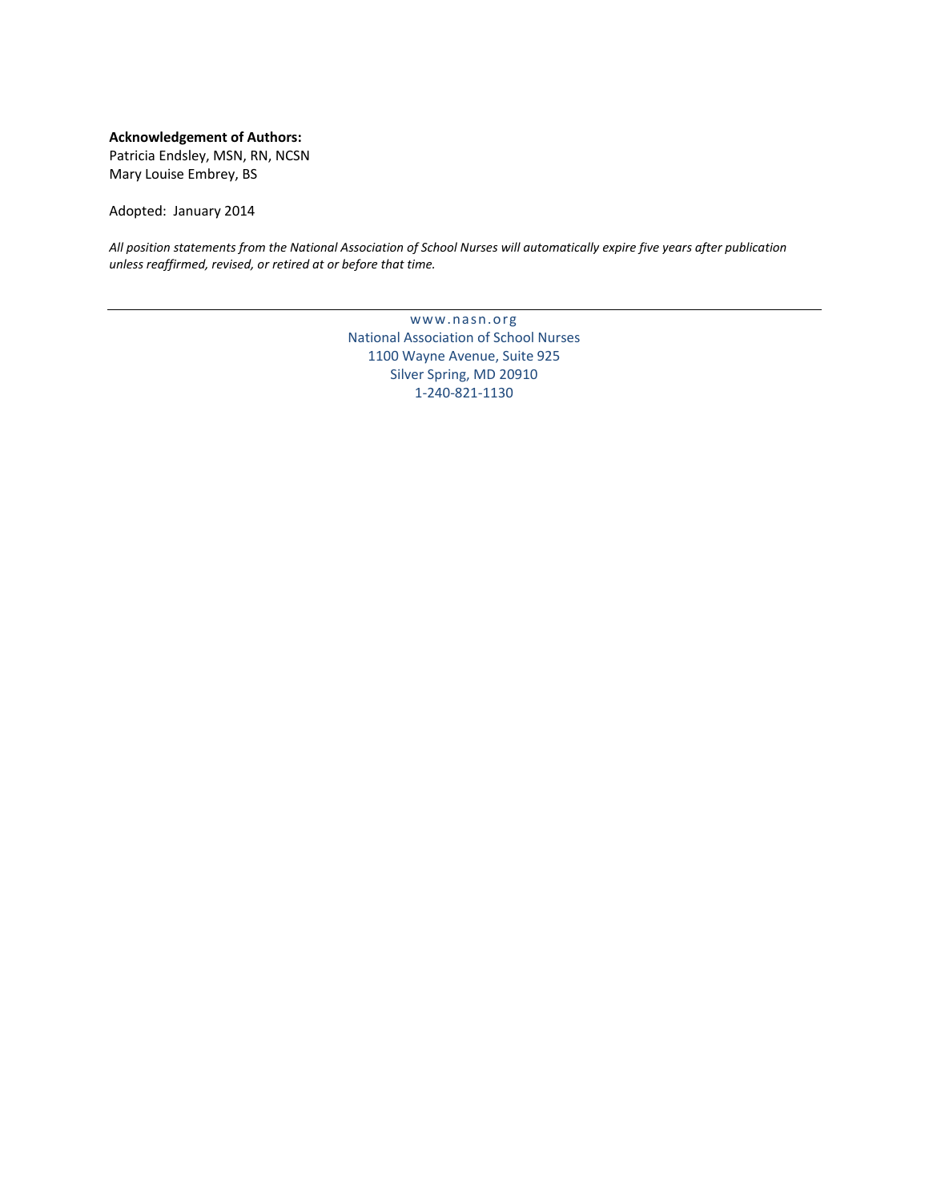**Acknowledgement of Authors:**
Patricia Endsley, MSN, RN, NCSN
Mary Louise Embrey, BS

Adopted: January 2014

*All position statements from the National Association of School Nurses will automatically expire five years after publication unless reaffirmed, revised, or retired at or before that time.*

---

www.nasn.org
National Association of School Nurses
1100 Wayne Avenue, Suite 925
Silver Spring, MD 20910
1-240-821-1130